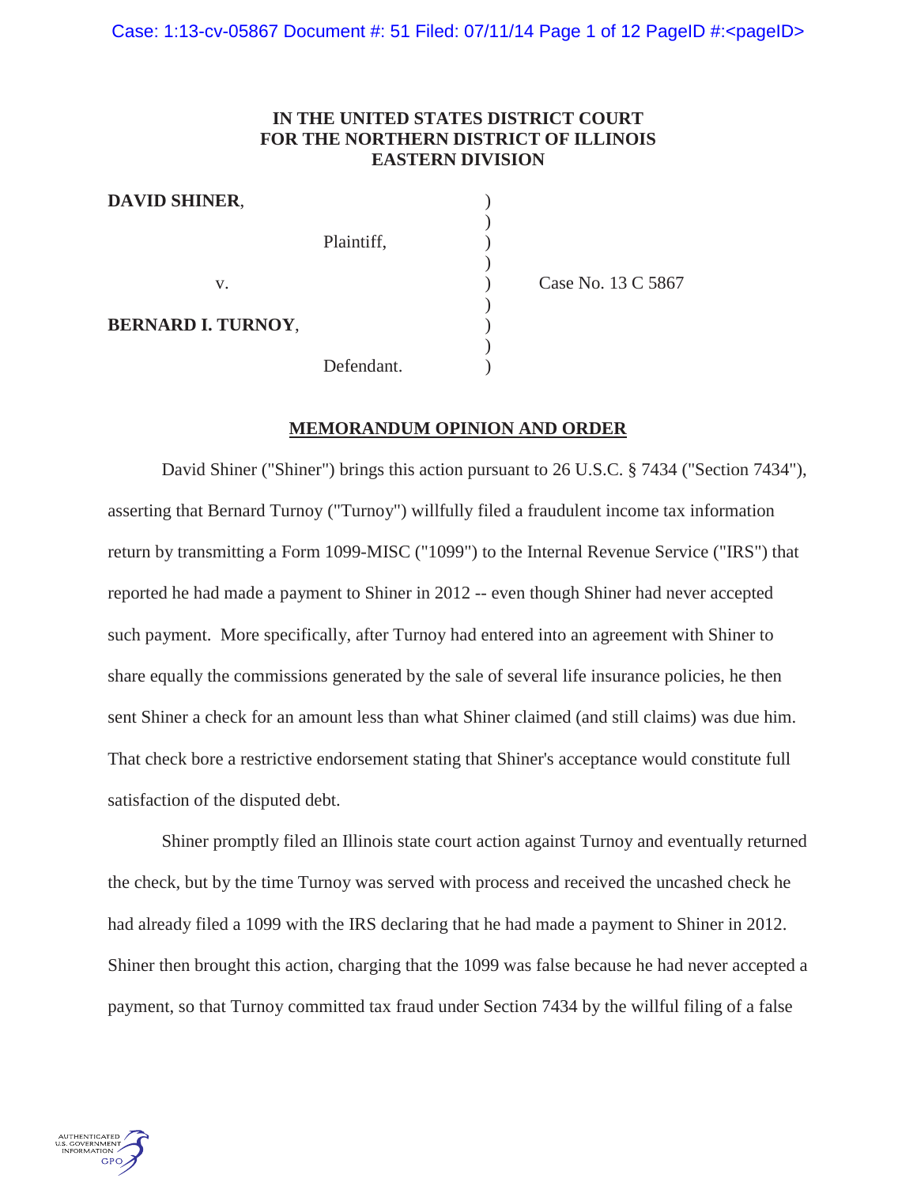**IN THE UNITED STATES DISTRICT COURT**
**FOR THE NORTHERN DISTRICT OF ILLINOIS**
**EASTERN DIVISION**

**DAVID SHINER**,

Plaintiff,

v.

**BERNARD I. TURNOY**,

Defendant.

Case No. 13 C 5867

## MEMORANDUM OPINION AND ORDER

David Shiner ("Shiner") brings this action pursuant to 26 U.S.C. § 7434 ("Section 7434"), asserting that Bernard Turnoy ("Turnoy") willfully filed a fraudulent income tax information return by transmitting a Form 1099-MISC ("1099") to the Internal Revenue Service ("IRS") that reported he had made a payment to Shiner in 2012 -- even though Shiner had never accepted such payment. More specifically, after Turnoy had entered into an agreement with Shiner to share equally the commissions generated by the sale of several life insurance policies, he then sent Shiner a check for an amount less than what Shiner claimed (and still claims) was due him. That check bore a restrictive endorsement stating that Shiner's acceptance would constitute full satisfaction of the disputed debt.

Shiner promptly filed an Illinois state court action against Turnoy and eventually returned the check, but by the time Turnoy was served with process and received the uncashed check he had already filed a 1099 with the IRS declaring that he had made a payment to Shiner in 2012. Shiner then brought this action, charging that the 1099 was false because he had never accepted a payment, so that Turnoy committed tax fraud under Section 7434 by the willful filing of a false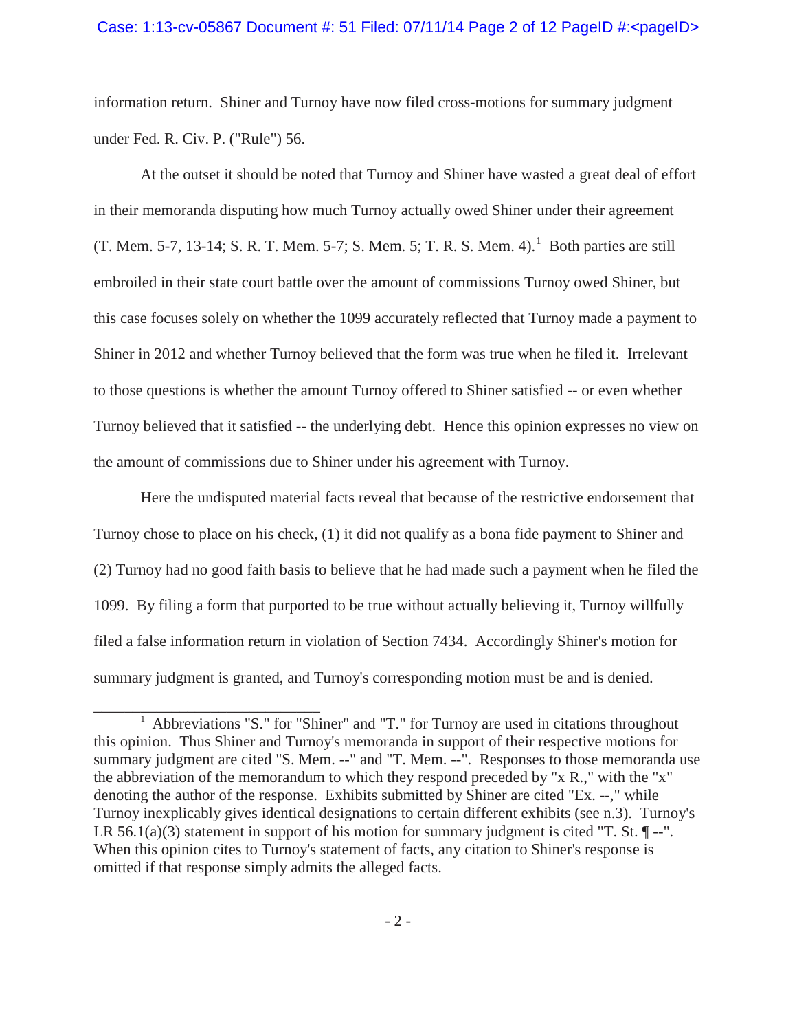information return. Shiner and Turnoy have now filed cross-motions for summary judgment under Fed. R. Civ. P. ("Rule") 56.

At the outset it should be noted that Turnoy and Shiner have wasted a great deal of effort in their memoranda disputing how much Turnoy actually owed Shiner under their agreement (T. Mem. 5-7, 13-14; S. R. T. Mem. 5-7; S. Mem. 5; T. R. S. Mem. 4).[1] Both parties are still embroiled in their state court battle over the amount of commissions Turnoy owed Shiner, but this case focuses solely on whether the 1099 accurately reflected that Turnoy made a payment to Shiner in 2012 and whether Turnoy believed that the form was true when he filed it. Irrelevant to those questions is whether the amount Turnoy offered to Shiner satisfied -- or even whether Turnoy believed that it satisfied -- the underlying debt. Hence this opinion expresses no view on the amount of commissions due to Shiner under his agreement with Turnoy.

Here the undisputed material facts reveal that because of the restrictive endorsement that Turnoy chose to place on his check, (1) it did not qualify as a bona fide payment to Shiner and (2) Turnoy had no good faith basis to believe that he had made such a payment when he filed the 1099. By filing a form that purported to be true without actually believing it, Turnoy willfully filed a false information return in violation of Section 7434. Accordingly Shiner's motion for summary judgment is granted, and Turnoy's corresponding motion must be and is denied.

---

[1] Abbreviations "S." for "Shiner" and "T." for Turnoy are used in citations throughout this opinion. Thus Shiner and Turnoy's memoranda in support of their respective motions for summary judgment are cited "S. Mem. --" and "T. Mem. --". Responses to those memoranda use the abbreviation of the memorandum to which they respond preceded by "x R.," with the "x" denoting the author of the response. Exhibits submitted by Shiner are cited "Ex. --," while Turnoy inexplicably gives identical designations to certain different exhibits (see n.3). Turnoy's LR 56.1(a)(3) statement in support of his motion for summary judgment is cited "T. St. ¶ --". When this opinion cites to Turnoy's statement of facts, any citation to Shiner's response is omitted if that response simply admits the alleged facts.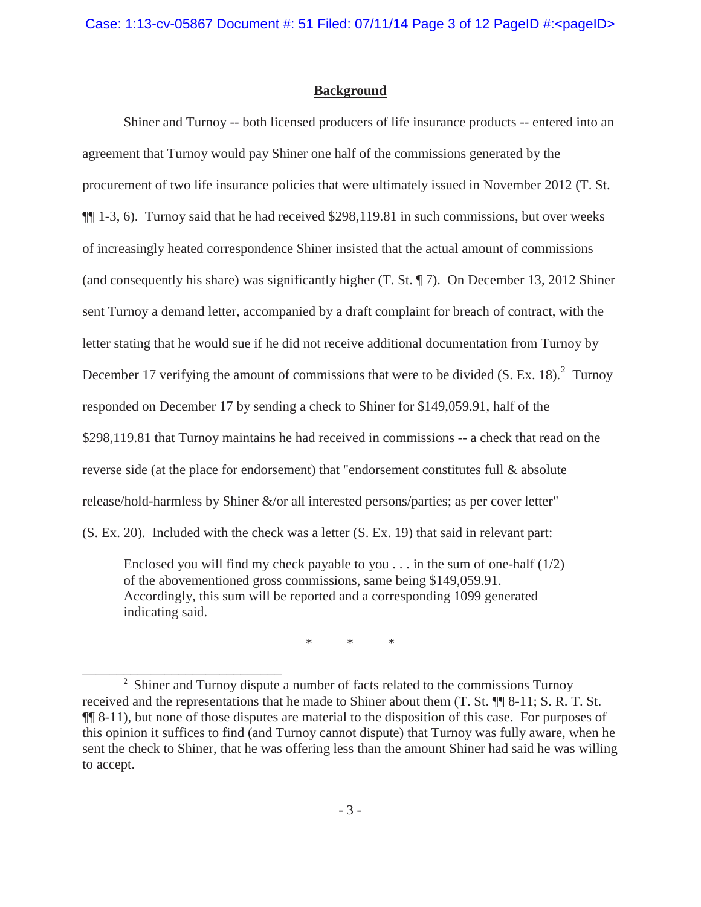## Background

Shiner and Turnoy -- both licensed producers of life insurance products -- entered into an agreement that Turnoy would pay Shiner one half of the commissions generated by the procurement of two life insurance policies that were ultimately issued in November 2012 (T. St. ¶¶ 1-3, 6). Turnoy said that he had received $298,119.81 in such commissions, but over weeks of increasingly heated correspondence Shiner insisted that the actual amount of commissions (and consequently his share) was significantly higher (T. St. ¶ 7). On December 13, 2012 Shiner sent Turnoy a demand letter, accompanied by a draft complaint for breach of contract, with the letter stating that he would sue if he did not receive additional documentation from Turnoy by December 17 verifying the amount of commissions that were to be divided (S. Ex. 18).[2] Turnoy responded on December 17 by sending a check to Shiner for $149,059.91, half of the $298,119.81 that Turnoy maintains he had received in commissions -- a check that read on the reverse side (at the place for endorsement) that "endorsement constitutes full & absolute release/hold-harmless by Shiner &/or all interested persons/parties; as per cover letter" (S. Ex. 20). Included with the check was a letter (S. Ex. 19) that said in relevant part:

> Enclosed you will find my check payable to you . . . in the sum of one-half (1/2) of the abovementioned gross commissions, same being $149,059.91. Accordingly, this sum will be reported and a corresponding 1099 generated indicating said.
>
> \* \* \*

---

[2] Shiner and Turnoy dispute a number of facts related to the commissions Turnoy received and the representations that he made to Shiner about them (T. St. ¶¶ 8-11; S. R. T. St. ¶¶ 8-11), but none of those disputes are material to the disposition of this case. For purposes of this opinion it suffices to find (and Turnoy cannot dispute) that Turnoy was fully aware, when he sent the check to Shiner, that he was offering less than the amount Shiner had said he was willing to accept.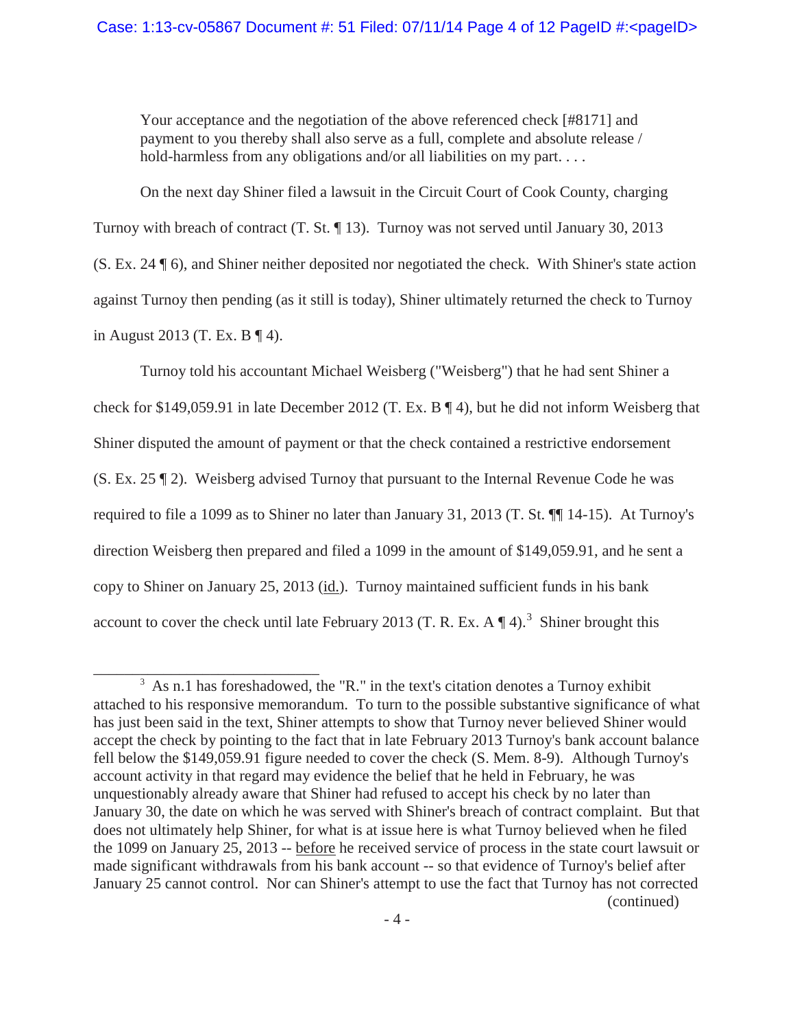> Your acceptance and the negotiation of the above referenced check [#8171] and payment to you thereby shall also serve as a full, complete and absolute release / hold-harmless from any obligations and/or all liabilities on my part. . . .

On the next day Shiner filed a lawsuit in the Circuit Court of Cook County, charging Turnoy with breach of contract (T. St. ¶ 13). Turnoy was not served until January 30, 2013 (S. Ex. 24 ¶ 6), and Shiner neither deposited nor negotiated the check. With Shiner's state action against Turnoy then pending (as it still is today), Shiner ultimately returned the check to Turnoy in August 2013 (T. Ex. B ¶ 4).

Turnoy told his accountant Michael Weisberg ("Weisberg") that he had sent Shiner a check for $149,059.91 in late December 2012 (T. Ex. B ¶ 4), but he did not inform Weisberg that Shiner disputed the amount of payment or that the check contained a restrictive endorsement (S. Ex. 25 ¶ 2). Weisberg advised Turnoy that pursuant to the Internal Revenue Code he was required to file a 1099 as to Shiner no later than January 31, 2013 (T. St. ¶¶ 14-15). At Turnoy's direction Weisberg then prepared and filed a 1099 in the amount of $149,059.91, and he sent a copy to Shiner on January 25, 2013 (id.). Turnoy maintained sufficient funds in his bank account to cover the check until late February 2013 (T. R. Ex. A ¶ 4).[3] Shiner brought this

[3] As n.1 has foreshadowed, the "R." in the text's citation denotes a Turnoy exhibit attached to his responsive memorandum. To turn to the possible substantive significance of what has just been said in the text, Shiner attempts to show that Turnoy never believed Shiner would accept the check by pointing to the fact that in late February 2013 Turnoy's bank account balance fell below the $149,059.91 figure needed to cover the check (S. Mem. 8-9). Although Turnoy's account activity in that regard may evidence the belief that he held in February, he was unquestionably already aware that Shiner had refused to accept his check by no later than January 30, the date on which he was served with Shiner's breach of contract complaint. But that does not ultimately help Shiner, for what is at issue here is what Turnoy believed when he filed the 1099 on January 25, 2013 -- before he received service of process in the state court lawsuit or made significant withdrawals from his bank account -- so that evidence of Turnoy's belief after January 25 cannot control. Nor can Shiner's attempt to use the fact that Turnoy has not corrected (continued)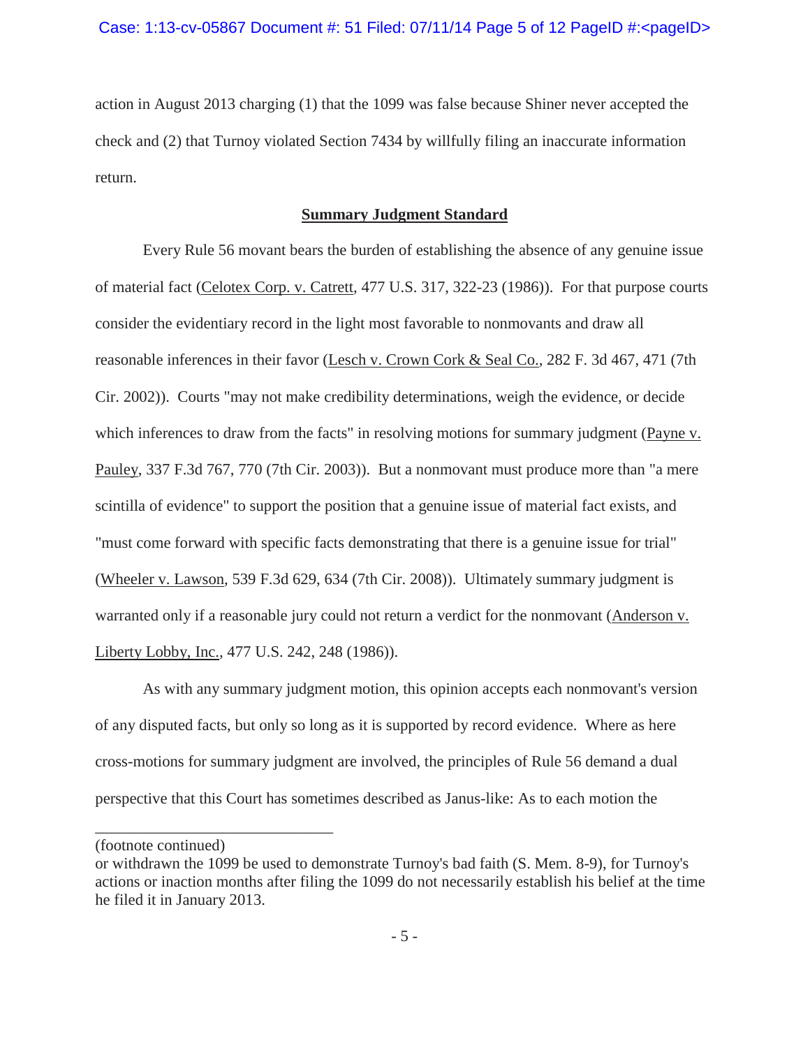action in August 2013 charging (1) that the 1099 was false because Shiner never accepted the check and (2) that Turnoy violated Section 7434 by willfully filing an inaccurate information return.

## Summary Judgment Standard

Every Rule 56 movant bears the burden of establishing the absence of any genuine issue of material fact (Celotex Corp. v. Catrett, 477 U.S. 317, 322-23 (1986)). For that purpose courts consider the evidentiary record in the light most favorable to nonmovants and draw all reasonable inferences in their favor (Lesch v. Crown Cork & Seal Co., 282 F. 3d 467, 471 (7th Cir. 2002)). Courts "may not make credibility determinations, weigh the evidence, or decide which inferences to draw from the facts" in resolving motions for summary judgment (Payne v. Pauley, 337 F.3d 767, 770 (7th Cir. 2003)). But a nonmovant must produce more than "a mere scintilla of evidence" to support the position that a genuine issue of material fact exists, and "must come forward with specific facts demonstrating that there is a genuine issue for trial" (Wheeler v. Lawson, 539 F.3d 629, 634 (7th Cir. 2008)). Ultimately summary judgment is warranted only if a reasonable jury could not return a verdict for the nonmovant (Anderson v. Liberty Lobby, Inc., 477 U.S. 242, 248 (1986)).

As with any summary judgment motion, this opinion accepts each nonmovant's version of any disputed facts, but only so long as it is supported by record evidence. Where as here cross-motions for summary judgment are involved, the principles of Rule 56 demand a dual perspective that this Court has sometimes described as Janus-like: As to each motion the

---

(footnote continued)
or withdrawn the 1099 be used to demonstrate Turnoy's bad faith (S. Mem. 8-9), for Turnoy's actions or inaction months after filing the 1099 do not necessarily establish his belief at the time he filed it in January 2013.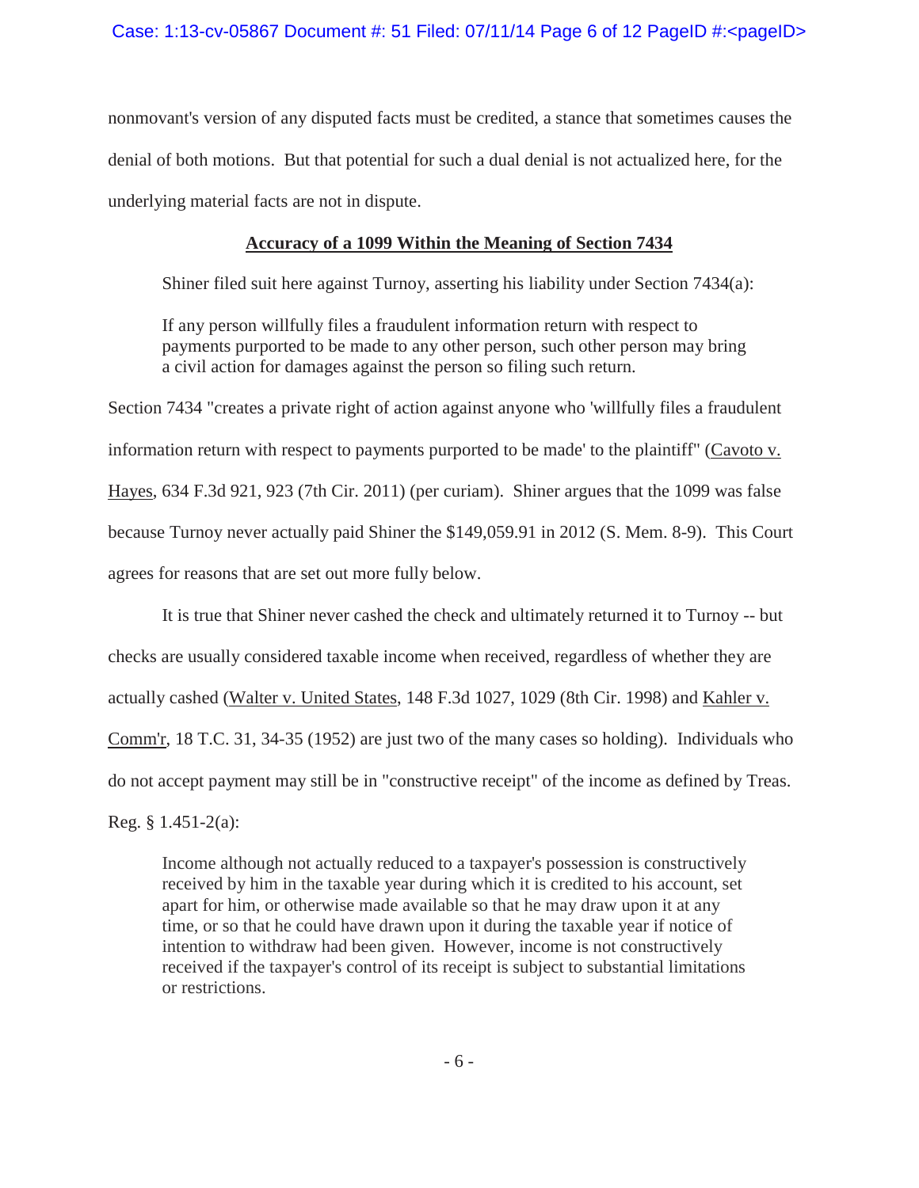nonmovant's version of any disputed facts must be credited, a stance that sometimes causes the denial of both motions. But that potential for such a dual denial is not actualized here, for the underlying material facts are not in dispute.

## Accuracy of a 1099 Within the Meaning of Section 7434

Shiner filed suit here against Turnoy, asserting his liability under Section 7434(a):

> If any person willfully files a fraudulent information return with respect to payments purported to be made to any other person, such other person may bring a civil action for damages against the person so filing such return.

Section 7434 "creates a private right of action against anyone who 'willfully files a fraudulent information return with respect to payments purported to be made' to the plaintiff" (Cavoto v. Hayes, 634 F.3d 921, 923 (7th Cir. 2011) (per curiam). Shiner argues that the 1099 was false because Turnoy never actually paid Shiner the $149,059.91 in 2012 (S. Mem. 8-9). This Court agrees for reasons that are set out more fully below.

It is true that Shiner never cashed the check and ultimately returned it to Turnoy -- but checks are usually considered taxable income when received, regardless of whether they are actually cashed (Walter v. United States, 148 F.3d 1027, 1029 (8th Cir. 1998) and Kahler v. Comm'r, 18 T.C. 31, 34-35 (1952) are just two of the many cases so holding). Individuals who do not accept payment may still be in "constructive receipt" of the income as defined by Treas. Reg. § 1.451-2(a):

> Income although not actually reduced to a taxpayer's possession is constructively received by him in the taxable year during which it is credited to his account, set apart for him, or otherwise made available so that he may draw upon it at any time, or so that he could have drawn upon it during the taxable year if notice of intention to withdraw had been given. However, income is not constructively received if the taxpayer's control of its receipt is subject to substantial limitations or restrictions.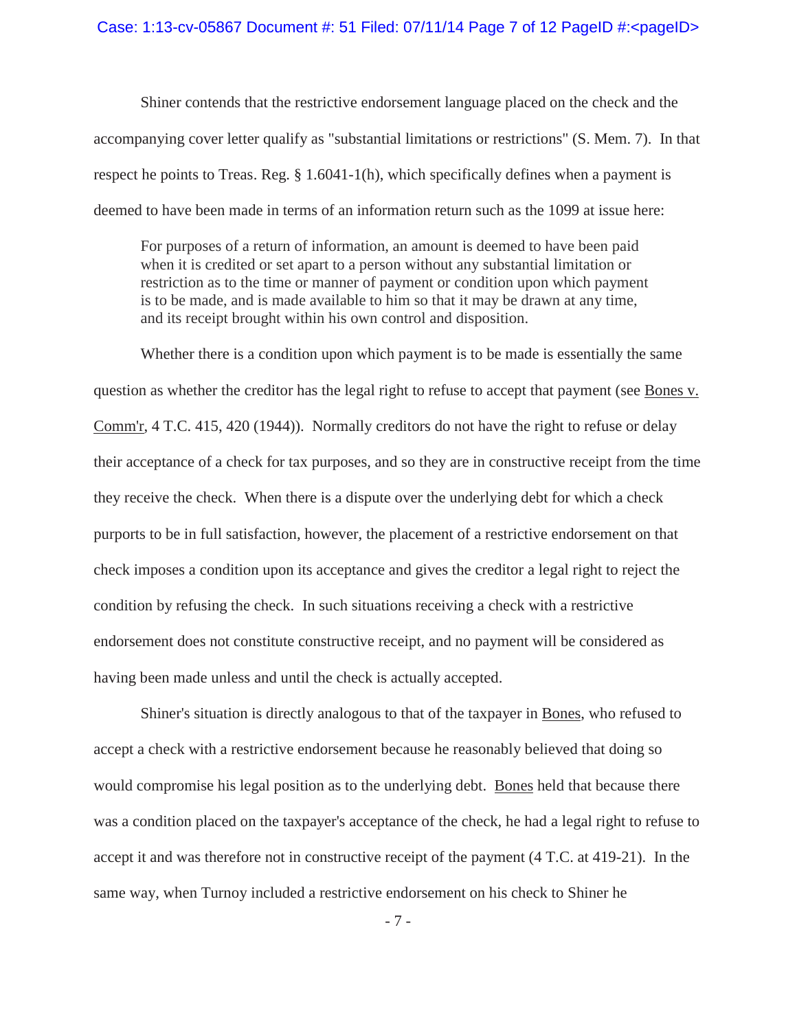Shiner contends that the restrictive endorsement language placed on the check and the accompanying cover letter qualify as "substantial limitations or restrictions" (S. Mem. 7). In that respect he points to Treas. Reg. § 1.6041-1(h), which specifically defines when a payment is deemed to have been made in terms of an information return such as the 1099 at issue here:

> For purposes of a return of information, an amount is deemed to have been paid when it is credited or set apart to a person without any substantial limitation or restriction as to the time or manner of payment or condition upon which payment is to be made, and is made available to him so that it may be drawn at any time, and its receipt brought within his own control and disposition.

Whether there is a condition upon which payment is to be made is essentially the same question as whether the creditor has the legal right to refuse to accept that payment (see Bones v. Comm'r, 4 T.C. 415, 420 (1944)). Normally creditors do not have the right to refuse or delay their acceptance of a check for tax purposes, and so they are in constructive receipt from the time they receive the check. When there is a dispute over the underlying debt for which a check purports to be in full satisfaction, however, the placement of a restrictive endorsement on that check imposes a condition upon its acceptance and gives the creditor a legal right to reject the condition by refusing the check. In such situations receiving a check with a restrictive endorsement does not constitute constructive receipt, and no payment will be considered as having been made unless and until the check is actually accepted.

Shiner's situation is directly analogous to that of the taxpayer in Bones, who refused to accept a check with a restrictive endorsement because he reasonably believed that doing so would compromise his legal position as to the underlying debt. Bones held that because there was a condition placed on the taxpayer's acceptance of the check, he had a legal right to refuse to accept it and was therefore not in constructive receipt of the payment (4 T.C. at 419-21). In the same way, when Turnoy included a restrictive endorsement on his check to Shiner he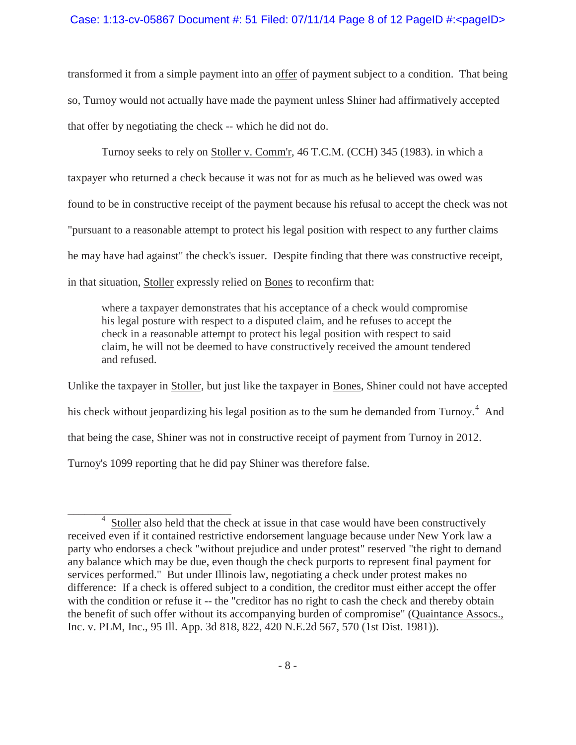transformed it from a simple payment into an offer of payment subject to a condition. That being so, Turnoy would not actually have made the payment unless Shiner had affirmatively accepted that offer by negotiating the check -- which he did not do.

Turnoy seeks to rely on Stoller v. Comm'r, 46 T.C.M. (CCH) 345 (1983). in which a taxpayer who returned a check because it was not for as much as he believed was owed was found to be in constructive receipt of the payment because his refusal to accept the check was not "pursuant to a reasonable attempt to protect his legal position with respect to any further claims he may have had against" the check's issuer. Despite finding that there was constructive receipt, in that situation, Stoller expressly relied on Bones to reconfirm that:

> where a taxpayer demonstrates that his acceptance of a check would compromise his legal posture with respect to a disputed claim, and he refuses to accept the check in a reasonable attempt to protect his legal position with respect to said claim, he will not be deemed to have constructively received the amount tendered and refused.

Unlike the taxpayer in Stoller, but just like the taxpayer in Bones, Shiner could not have accepted his check without jeopardizing his legal position as to the sum he demanded from Turnoy.[4] And that being the case, Shiner was not in constructive receipt of payment from Turnoy in 2012. Turnoy's 1099 reporting that he did pay Shiner was therefore false.

---

[4] Stoller also held that the check at issue in that case would have been constructively received even if it contained restrictive endorsement language because under New York law a party who endorses a check "without prejudice and under protest" reserved "the right to demand any balance which may be due, even though the check purports to represent final payment for services performed." But under Illinois law, negotiating a check under protest makes no difference: If a check is offered subject to a condition, the creditor must either accept the offer with the condition or refuse it -- the "creditor has no right to cash the check and thereby obtain the benefit of such offer without its accompanying burden of compromise" (Quaintance Assocs., Inc. v. PLM, Inc., 95 Ill. App. 3d 818, 822, 420 N.E.2d 567, 570 (1st Dist. 1981)).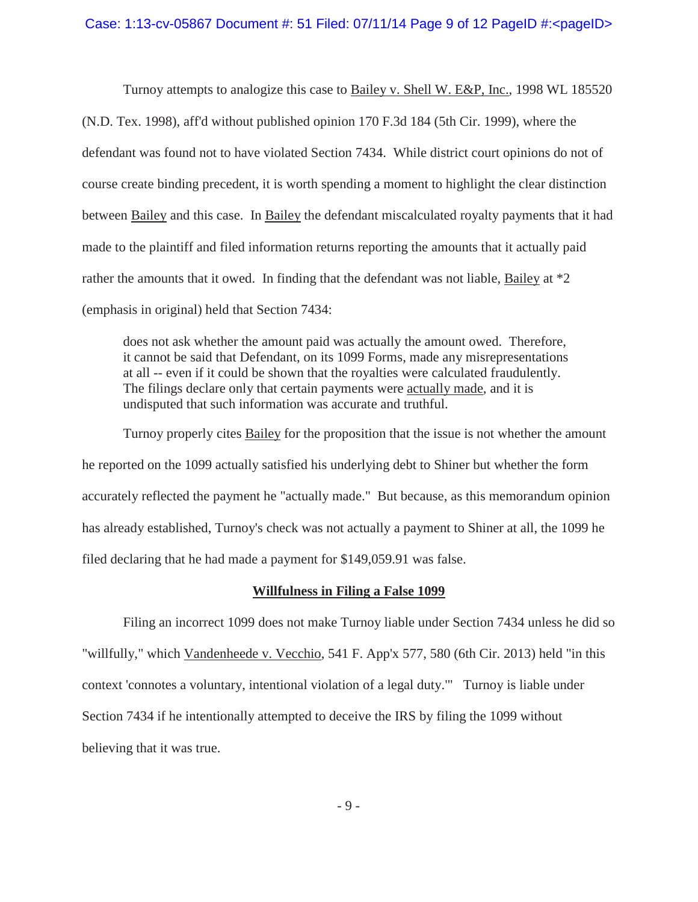Turnoy attempts to analogize this case to Bailey v. Shell W. E&P, Inc., 1998 WL 185520 (N.D. Tex. 1998), aff'd without published opinion 170 F.3d 184 (5th Cir. 1999), where the defendant was found not to have violated Section 7434. While district court opinions do not of course create binding precedent, it is worth spending a moment to highlight the clear distinction between Bailey and this case. In Bailey the defendant miscalculated royalty payments that it had made to the plaintiff and filed information returns reporting the amounts that it actually paid rather the amounts that it owed. In finding that the defendant was not liable, Bailey at *2 (emphasis in original) held that Section 7434:

> does not ask whether the amount paid was actually the amount owed. Therefore, it cannot be said that Defendant, on its 1099 Forms, made any misrepresentations at all -- even if it could be shown that the royalties were calculated fraudulently. The filings declare only that certain payments were actually made, and it is undisputed that such information was accurate and truthful.

Turnoy properly cites Bailey for the proposition that the issue is not whether the amount he reported on the 1099 actually satisfied his underlying debt to Shiner but whether the form accurately reflected the payment he "actually made." But because, as this memorandum opinion has already established, Turnoy's check was not actually a payment to Shiner at all, the 1099 he filed declaring that he had made a payment for $149,059.91 was false.

## Willfulness in Filing a False 1099

Filing an incorrect 1099 does not make Turnoy liable under Section 7434 unless he did so "willfully," which Vandenheede v. Vecchio, 541 F. App'x 577, 580 (6th Cir. 2013) held "in this context 'connotes a voluntary, intentional violation of a legal duty.'" Turnoy is liable under Section 7434 if he intentionally attempted to deceive the IRS by filing the 1099 without believing that it was true.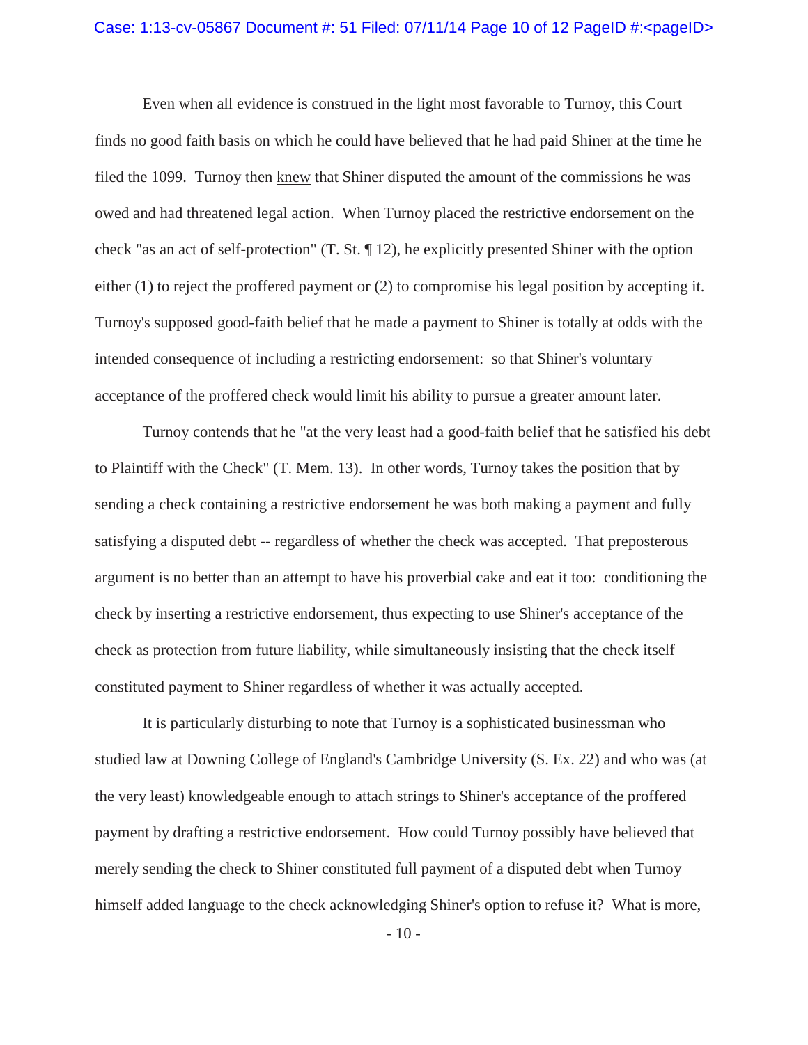Even when all evidence is construed in the light most favorable to Turnoy, this Court finds no good faith basis on which he could have believed that he had paid Shiner at the time he filed the 1099. Turnoy then <u>knew</u> that Shiner disputed the amount of the commissions he was owed and had threatened legal action. When Turnoy placed the restrictive endorsement on the check "as an act of self-protection" (T. St. ¶ 12), he explicitly presented Shiner with the option either (1) to reject the proffered payment or (2) to compromise his legal position by accepting it. Turnoy's supposed good-faith belief that he made a payment to Shiner is totally at odds with the intended consequence of including a restricting endorsement: so that Shiner's voluntary acceptance of the proffered check would limit his ability to pursue a greater amount later.

Turnoy contends that he "at the very least had a good-faith belief that he satisfied his debt to Plaintiff with the Check" (T. Mem. 13). In other words, Turnoy takes the position that by sending a check containing a restrictive endorsement he was both making a payment and fully satisfying a disputed debt -- regardless of whether the check was accepted. That preposterous argument is no better than an attempt to have his proverbial cake and eat it too: conditioning the check by inserting a restrictive endorsement, thus expecting to use Shiner's acceptance of the check as protection from future liability, while simultaneously insisting that the check itself constituted payment to Shiner regardless of whether it was actually accepted.

It is particularly disturbing to note that Turnoy is a sophisticated businessman who studied law at Downing College of England's Cambridge University (S. Ex. 22) and who was (at the very least) knowledgeable enough to attach strings to Shiner's acceptance of the proffered payment by drafting a restrictive endorsement. How could Turnoy possibly have believed that merely sending the check to Shiner constituted full payment of a disputed debt when Turnoy himself added language to the check acknowledging Shiner's option to refuse it? What is more,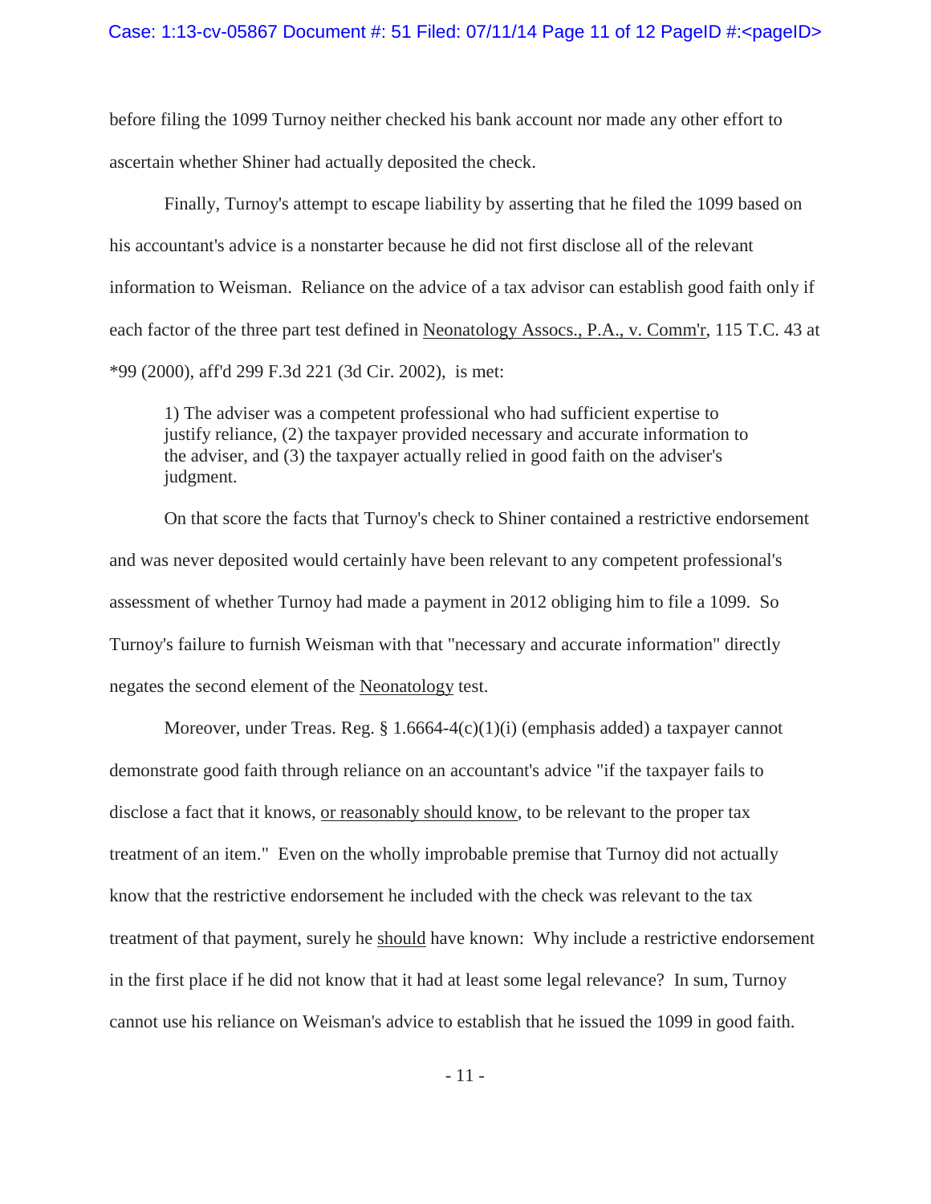before filing the 1099 Turnoy neither checked his bank account nor made any other effort to ascertain whether Shiner had actually deposited the check.

Finally, Turnoy's attempt to escape liability by asserting that he filed the 1099 based on his accountant's advice is a nonstarter because he did not first disclose all of the relevant information to Weisman. Reliance on the advice of a tax advisor can establish good faith only if each factor of the three part test defined in Neonatology Assocs., P.A., v. Comm'r, 115 T.C. 43 at *99 (2000), aff'd 299 F.3d 221 (3d Cir. 2002), is met:

> 1) The adviser was a competent professional who had sufficient expertise to justify reliance, (2) the taxpayer provided necessary and accurate information to the adviser, and (3) the taxpayer actually relied in good faith on the adviser's judgment.

On that score the facts that Turnoy's check to Shiner contained a restrictive endorsement and was never deposited would certainly have been relevant to any competent professional's assessment of whether Turnoy had made a payment in 2012 obliging him to file a 1099. So Turnoy's failure to furnish Weisman with that "necessary and accurate information" directly negates the second element of the Neonatology test.

Moreover, under Treas. Reg. § 1.6664-4(c)(1)(i) (emphasis added) a taxpayer cannot demonstrate good faith through reliance on an accountant's advice "if the taxpayer fails to disclose a fact that it knows, or reasonably should know, to be relevant to the proper tax treatment of an item." Even on the wholly improbable premise that Turnoy did not actually know that the restrictive endorsement he included with the check was relevant to the tax treatment of that payment, surely he should have known: Why include a restrictive endorsement in the first place if he did not know that it had at least some legal relevance? In sum, Turnoy cannot use his reliance on Weisman's advice to establish that he issued the 1099 in good faith.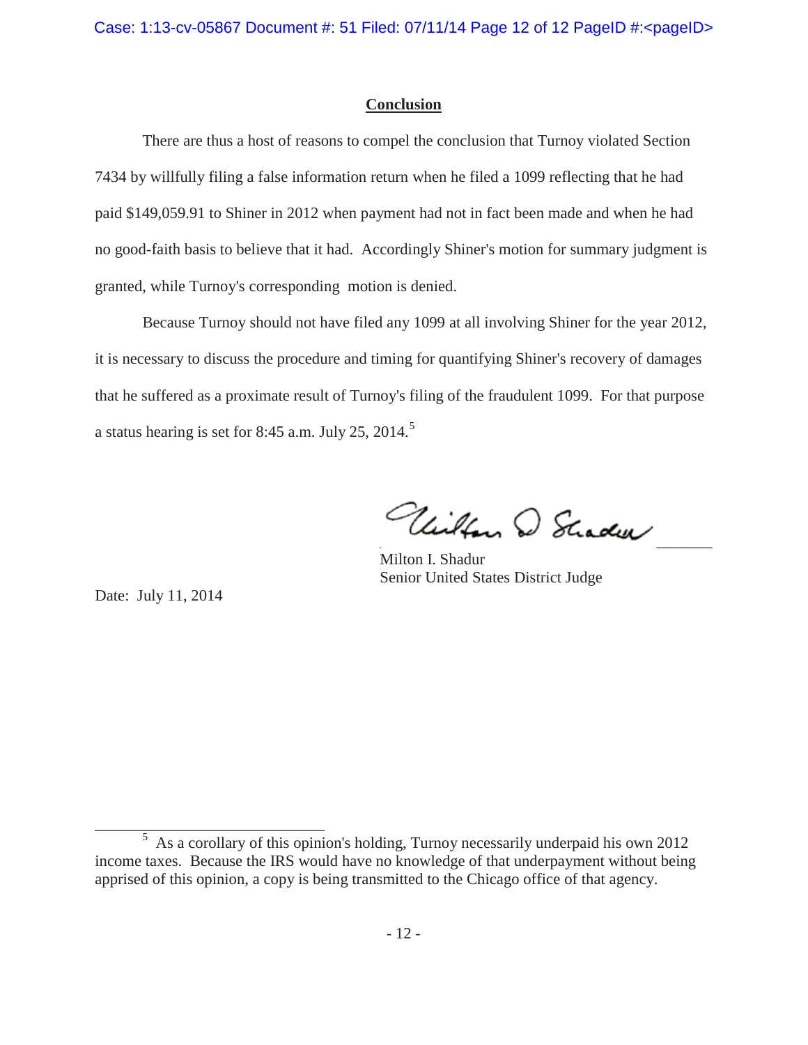## Conclusion

There are thus a host of reasons to compel the conclusion that Turnoy violated Section 7434 by willfully filing a false information return when he filed a 1099 reflecting that he had paid $149,059.91 to Shiner in 2012 when payment had not in fact been made and when he had no good-faith basis to believe that it had. Accordingly Shiner's motion for summary judgment is granted, while Turnoy's corresponding motion is denied.

Because Turnoy should not have filed any 1099 at all involving Shiner for the year 2012, it is necessary to discuss the procedure and timing for quantifying Shiner's recovery of damages that he suffered as a proximate result of Turnoy's filing of the fraudulent 1099. For that purpose a status hearing is set for 8:45 a.m. July 25, 2014.[5]

Milton I. Shadur
Senior United States District Judge

Date: July 11, 2014

---

[5] As a corollary of this opinion's holding, Turnoy necessarily underpaid his own 2012 income taxes. Because the IRS would have no knowledge of that underpayment without being apprised of this opinion, a copy is being transmitted to the Chicago office of that agency.